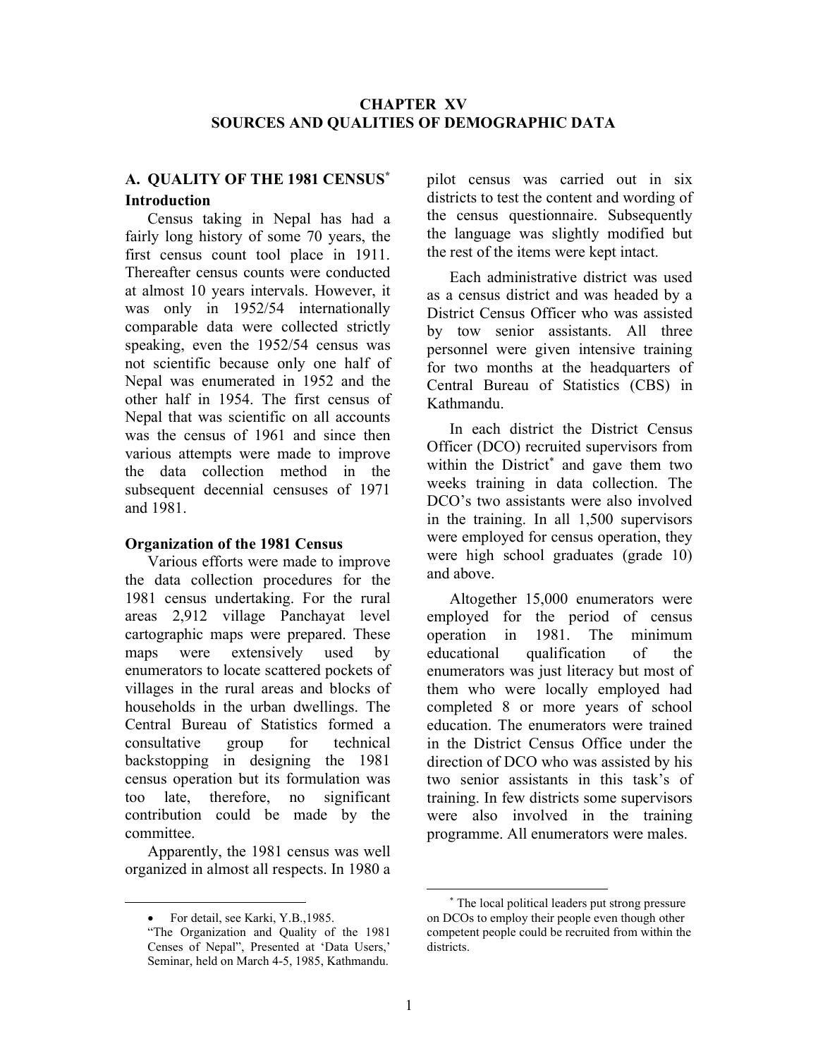# CHAPTER XV
# SOURCES AND QUALITIES OF DEMOGRAPHIC DATA

## A. QUALITY OF THE 1981 CENSUS*

### Introduction

Census taking in Nepal has had a fairly long history of some 70 years, the first census count tool place in 1911. Thereafter census counts were conducted at almost 10 years intervals. However, it was only in 1952/54 internationally comparable data were collected strictly speaking, even the 1952/54 census was not scientific because only one half of Nepal was enumerated in 1952 and the other half in 1954. The first census of Nepal that was scientific on all accounts was the census of 1961 and since then various attempts were made to improve the data collection method in the subsequent decennial censuses of 1971 and 1981.

### Organization of the 1981 Census

Various efforts were made to improve the data collection procedures for the 1981 census undertaking. For the rural areas 2,912 village Panchayat level cartographic maps were prepared. These maps were extensively used by enumerators to locate scattered pockets of villages in the rural areas and blocks of households in the urban dwellings. The Central Bureau of Statistics formed a consultative group for technical backstopping in designing the 1981 census operation but its formulation was too late, therefore, no significant contribution could be made by the committee.

Apparently, the 1981 census was well organized in almost all respects. In 1980 a pilot census was carried out in six districts to test the content and wording of the census questionnaire. Subsequently the language was slightly modified but the rest of the items were kept intact.

Each administrative district was used as a census district and was headed by a District Census Officer who was assisted by tow senior assistants. All three personnel were given intensive training for two months at the headquarters of Central Bureau of Statistics (CBS) in Kathmandu.

In each district the District Census Officer (DCO) recruited supervisors from within the District* and gave them two weeks training in data collection. The DCO's two assistants were also involved in the training. In all 1,500 supervisors were employed for census operation, they were high school graduates (grade 10) and above.

Altogether 15,000 enumerators were employed for the period of census operation in 1981. The minimum educational qualification of the enumerators was just literacy but most of them who were locally employed had completed 8 or more years of school education. The enumerators were trained in the District Census Office under the direction of DCO who was assisted by his two senior assistants in this task's of training. In few districts some supervisors were also involved in the training programme. All enumerators were males.

---

* For detail, see Karki, Y.B.,1985. "The Organization and Quality of the 1981 Censes of Nepal", Presented at 'Data Users,' Seminar, held on March 4-5, 1985, Kathmandu.

* The local political leaders put strong pressure on DCOs to employ their people even though other competent people could be recruited from within the districts.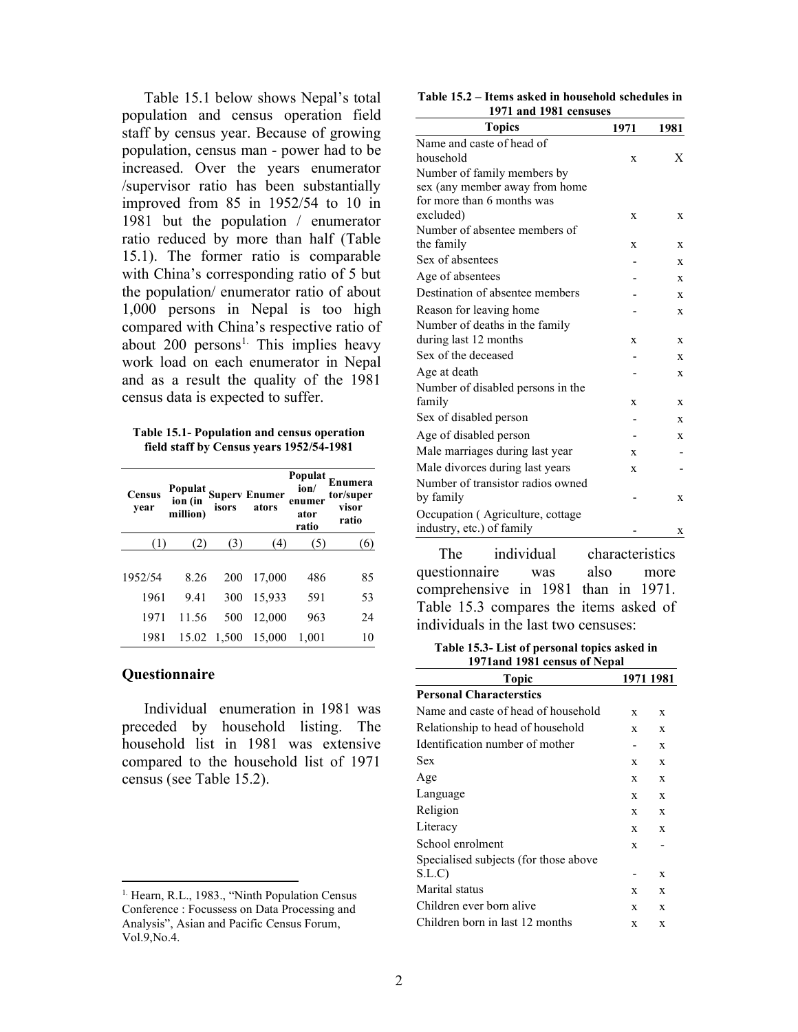Table 15.1 below shows Nepal's total population and census operation field staff by census year. Because of growing population, census man - power had to be increased. Over the years enumerator /supervisor ratio has been substantially improved from 85 in 1952/54 to 10 in 1981 but the population / enumerator ratio reduced by more than half (Table 15.1). The former ratio is comparable with China's corresponding ratio of 5 but the population/ enumerator ratio of about 1,000 persons in Nepal is too high compared with China's respective ratio of about 200 persons[1.] This implies heavy work load on each enumerator in Nepal and as a result the quality of the 1981 census data is expected to suffer.

**Table 15.1- Population and census operation field staff by Census years 1952/54-1981**

| Census year | Population (in million) | Supervisors | Enumerators | Population/ enumerator ratio | Enumerator/supervisor ratio |
|---|---|---|---|---|---|
| (1) | (2) | (3) | (4) | (5) | (6) |
| 1952/54 | 8.26 | 200 | 17,000 | 486 | 85 |
| 1961 | 9.41 | 300 | 15,933 | 591 | 53 |
| 1971 | 11.56 | 500 | 12,000 | 963 | 24 |
| 1981 | 15.02 | 1,500 | 15,000 | 1,001 | 10 |

## Questionnaire

Individual enumeration in 1981 was preceded by household listing. The household list in 1981 was extensive compared to the household list of 1971 census (see Table 15.2).

**Table 15.2 – Items asked in household schedules in 1971 and 1981 censuses**

| Topics | 1971 | 1981 |
|---|---|---|
| Name and caste of head of household | x | X |
| Number of family members by sex (any member away from home for more than 6 months was excluded) | x | x |
| Number of absentee members of the family | x | x |
| Sex of absentees | - | x |
| Age of absentees | - | x |
| Destination of absentee members | - | x |
| Reason for leaving home | - | x |
| Number of deaths in the family during last 12 months | x | x |
| Sex of the deceased | - | x |
| Age at death | - | x |
| Number of disabled persons in the family | x | x |
| Sex of disabled person | - | x |
| Age of disabled person | - | x |
| Male marriages during last year | x | - |
| Male divorces during last years | x | - |
| Number of transistor radios owned by family | - | x |
| Occupation ( Agriculture, cottage industry, etc.) of family | - | x |

The individual characteristics questionnaire was also more comprehensive in 1981 than in 1971. Table 15.3 compares the items asked of individuals in the last two censuses:

**Table 15.3- List of personal topics asked in 1971and 1981 census of Nepal**

| Topic | 1971 | 1981 |
|---|---|---|
| **Personal Characterstics** | | |
| Name and caste of head of household | x | x |
| Relationship to head of household | x | x |
| Identification number of mother | - | x |
| Sex | x | x |
| Age | x | x |
| Language | x | x |
| Religion | x | x |
| Literacy | x | x |
| School enrolment | x | - |
| Specialised subjects (for those above S.L.C) | - | x |
| Marital status | x | x |
| Children ever born alive | x | x |
| Children born in last 12 months | x | x |

[1.] Hearn, R.L., 1983., "Ninth Population Census Conference : Focussess on Data Processing and Analysis", Asian and Pacific Census Forum, Vol.9,No.4.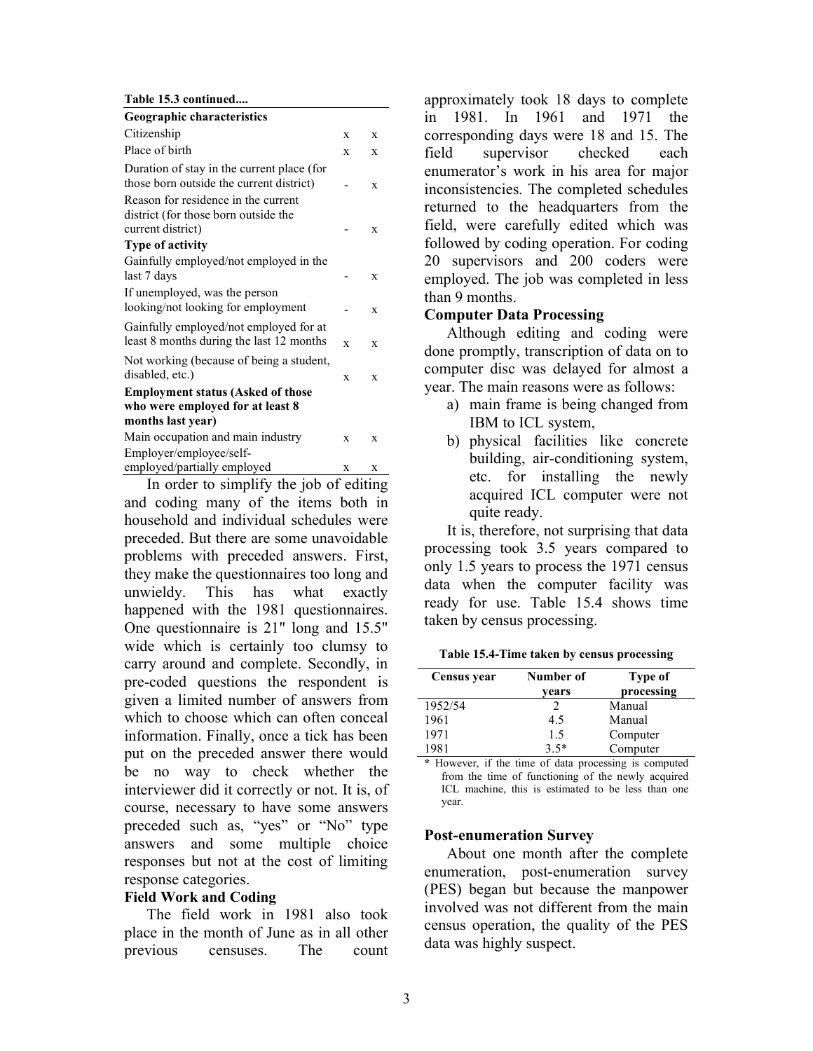**Table 15.3 continued....**

| | | |
|---|---|---|
| **Geographic characteristics** | | |
| Citizenship | x | x |
| Place of birth | x | x |
| Duration of stay in the current place (for those born outside the current district) | - | x |
| Reason for residence in the current district (for those born outside the current district) | - | x |
| **Type of activity** | | |
| Gainfully employed/not employed in the last 7 days | - | x |
| If unemployed, was the person looking/not looking for employment | - | x |
| Gainfully employed/not employed for at least 8 months during the last 12 months | x | x |
| Not working (because of being a student, disabled, etc.) | x | x |
| **Employment status (Asked of those who were employed for at least 8 months last year)** | | |
| Main occupation and main industry | x | x |
| Employer/employee/self-employed/partially employed | x | x |

In order to simplify the job of editing and coding many of the items both in household and individual schedules were preceded. But there are some unavoidable problems with preceded answers. First, they make the questionnaires too long and unwieldy. This has what exactly happened with the 1981 questionnaires. One questionnaire is 21" long and 15.5" wide which is certainly too clumsy to carry around and complete. Secondly, in pre-coded questions the respondent is given a limited number of answers from which to choose which can often conceal information. Finally, once a tick has been put on the preceded answer there would be no way to check whether the interviewer did it correctly or not. It is, of course, necessary to have some answers preceded such as, "yes" or "No" type answers and some multiple choice responses but not at the cost of limiting response categories.

### Field Work and Coding

The field work in 1981 also took place in the month of June as in all other previous censuses. The count approximately took 18 days to complete in 1981. In 1961 and 1971 the corresponding days were 18 and 15. The field supervisor checked each enumerator's work in his area for major inconsistencies. The completed schedules returned to the headquarters from the field, were carefully edited which was followed by coding operation. For coding 20 supervisors and 200 coders were employed. The job was completed in less than 9 months.

### Computer Data Processing

Although editing and coding were done promptly, transcription of data on to computer disc was delayed for almost a year. The main reasons were as follows:

a) main frame is being changed from IBM to ICL system,
b) physical facilities like concrete building, air-conditioning system, etc. for installing the newly acquired ICL computer were not quite ready.

It is, therefore, not surprising that data processing took 3.5 years compared to only 1.5 years to process the 1971 census data when the computer facility was ready for use. Table 15.4 shows time taken by census processing.

**Table 15.4-Time taken by census processing**

| Census year | Number of years | Type of processing |
|---|---|---|
| 1952/54 | 2 | Manual |
| 1961 | 4.5 | Manual |
| 1971 | 1.5 | Computer |
| 1981 | 3.5* | Computer |

\* However, if the time of data processing is computed from the time of functioning of the newly acquired ICL machine, this is estimated to be less than one year.

### Post-enumeration Survey

About one month after the complete enumeration, post-enumeration survey (PES) began but because the manpower involved was not different from the main census operation, the quality of the PES data was highly suspect.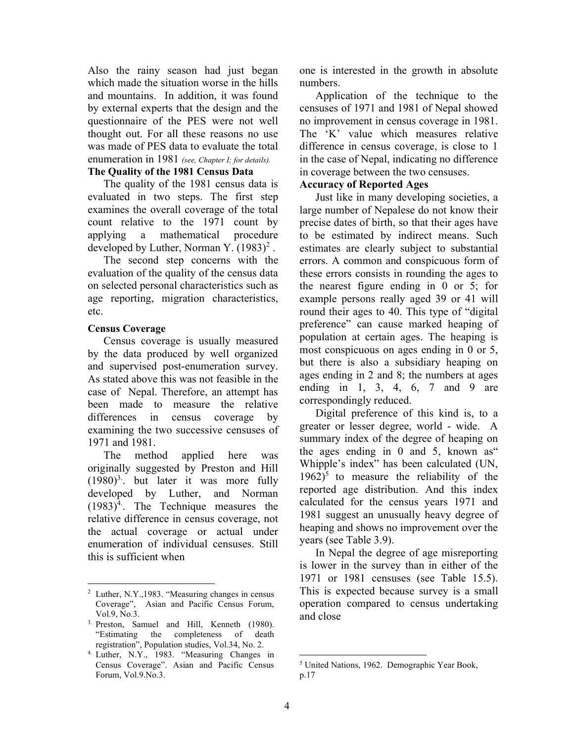Also the rainy season had just began which made the situation worse in the hills and mountains. In addition, it was found by external experts that the design and the questionnaire of the PES were not well thought out. For all these reasons no use was made of PES data to evaluate the total enumeration in 1981 *(see, Chapter I; for details).*

**The Quality of the 1981 Census Data**

The quality of the 1981 census data is evaluated in two steps. The first step examines the overall coverage of the total count relative to the 1971 count by applying a mathematical procedure developed by Luther, Norman Y. (1983)[2] .

The second step concerns with the evaluation of the quality of the census data on selected personal characteristics such as age reporting, migration characteristics, etc.

**Census Coverage**

Census coverage is usually measured by the data produced by well organized and supervised post-enumeration survey. As stated above this was not feasible in the case of Nepal. Therefore, an attempt has been made to measure the relative differences in census coverage by examining the two successive censuses of 1971 and 1981.

The method applied here was originally suggested by Preston and Hill (1980)[3]. but later it was more fully developed by Luther, and Norman (1983)[4]. The Technique measures the relative difference in census coverage, not the actual coverage or actual under enumeration of individual censuses. Still this is sufficient when one is interested in the growth in absolute numbers.

Application of the technique to the censuses of 1971 and 1981 of Nepal showed no improvement in census coverage in 1981. The 'K' value which measures relative difference in census coverage, is close to 1 in the case of Nepal, indicating no difference in coverage between the two censuses.

**Accuracy of Reported Ages**

Just like in many developing societies, a large number of Nepalese do not know their precise dates of birth, so that their ages have to be estimated by indirect means. Such estimates are clearly subject to substantial errors. A common and conspicuous form of these errors consists in rounding the ages to the nearest figure ending in 0 or 5; for example persons really aged 39 or 41 will round their ages to 40. This type of "digital preference" can cause marked heaping of population at certain ages. The heaping is most conspicuous on ages ending in 0 or 5, but there is also a subsidiary heaping on ages ending in 2 and 8; the numbers at ages ending in 1, 3, 4, 6, 7 and 9 are correspondingly reduced.

Digital preference of this kind is, to a greater or lesser degree, world - wide. A summary index of the degree of heaping on the ages ending in 0 and 5, known as" Whipple's index" has been calculated (UN, 1962)[5] to measure the reliability of the reported age distribution. And this index calculated for the census years 1971 and 1981 suggest an unusually heavy degree of heaping and shows no improvement over the years (see Table 3.9).

In Nepal the degree of age misreporting is lower in the survey than in either of the 1971 or 1981 censuses (see Table 15.5). This is expected because survey is a small operation compared to census undertaking and close

---

[2] Luther, N.Y.,1983. "Measuring changes in census Coverage", Asian and Pacific Census Forum, Vol.9, No.3.

[3] Preston, Samuel and Hill, Kenneth (1980). "Estimating the completeness of death registration", Population studies, Vol.34, No. 2.

[4] Luther, N.Y., 1983. "Measuring Changes in Census Coverage". Asian and Pacific Census Forum, Vol.9.No.3.

[5] United Nations, 1962. Demographic Year Book, p.17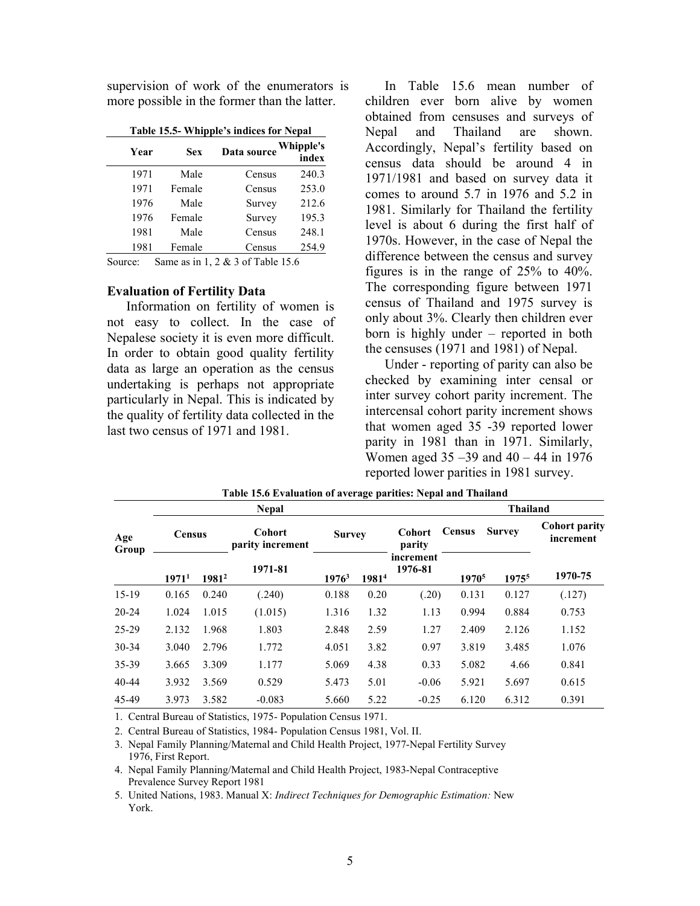supervision of work of the enumerators is more possible in the former than the latter.

**Table 15.5- Whipple's indices for Nepal**

| Year | Sex | Data source | Whipple's index |
|---|---|---|---|
| 1971 | Male | Census | 240.3 |
| 1971 | Female | Census | 253.0 |
| 1976 | Male | Survey | 212.6 |
| 1976 | Female | Survey | 195.3 |
| 1981 | Male | Census | 248.1 |
| 1981 | Female | Census | 254.9 |

Source: Same as in 1, 2 & 3 of Table 15.6

### Evaluation of Fertility Data

Information on fertility of women is not easy to collect. In the case of Nepalese society it is even more difficult. In order to obtain good quality fertility data as large an operation as the census undertaking is perhaps not appropriate particularly in Nepal. This is indicated by the quality of fertility data collected in the last two census of 1971 and 1981.

In Table 15.6 mean number of children ever born alive by women obtained from censuses and surveys of Nepal and Thailand are shown. Accordingly, Nepal's fertility based on census data should be around 4 in 1971/1981 and based on survey data it comes to around 5.7 in 1976 and 5.2 in 1981. Similarly for Thailand the fertility level is about 6 during the first half of 1970s. However, in the case of Nepal the difference between the census and survey figures is in the range of 25% to 40%. The corresponding figure between 1971 census of Thailand and 1975 survey is only about 3%. Clearly then children ever born is highly under – reported in both the censuses (1971 and 1981) of Nepal.

Under - reporting of parity can also be checked by examining inter censal or inter survey cohort parity increment. The intercensal cohort parity increment shows that women aged 35 -39 reported lower parity in 1981 than in 1971. Similarly, Women aged 35 –39 and 40 – 44 in 1976 reported lower parities in 1981 survey.

**Table 15.6 Evaluation of average parities: Nepal and Thailand**

| Age Group | Nepal | | | | | | Thailand | | |
|---|---|---|---|---|---|---|---|---|---|
| | Census | | Cohort parity increment | Survey | | Cohort parity increment | Census | Survey | Cohort parity increment |
| | 1971[1] | 1981[2] | 1971-81 | 1976[3] | 1981[4] | 1976-81 | 1970[5] | 1975[5] | 1970-75 |
| 15-19 | 0.165 | 0.240 | (.240) | 0.188 | 0.20 | (.20) | 0.131 | 0.127 | (.127) |
| 20-24 | 1.024 | 1.015 | (1.015) | 1.316 | 1.32 | 1.13 | 0.994 | 0.884 | 0.753 |
| 25-29 | 2.132 | 1.968 | 1.803 | 2.848 | 2.59 | 1.27 | 2.409 | 2.126 | 1.152 |
| 30-34 | 3.040 | 2.796 | 1.772 | 4.051 | 3.82 | 0.97 | 3.819 | 3.485 | 1.076 |
| 35-39 | 3.665 | 3.309 | 1.177 | 5.069 | 4.38 | 0.33 | 5.082 | 4.66 | 0.841 |
| 40-44 | 3.932 | 3.569 | 0.529 | 5.473 | 5.01 | -0.06 | 5.921 | 5.697 | 0.615 |
| 45-49 | 3.973 | 3.582 | -0.083 | 5.660 | 5.22 | -0.25 | 6.120 | 6.312 | 0.391 |

1. Central Bureau of Statistics, 1975- Population Census 1971.
2. Central Bureau of Statistics, 1984- Population Census 1981, Vol. II.
3. Nepal Family Planning/Maternal and Child Health Project, 1977-Nepal Fertility Survey 1976, First Report.
4. Nepal Family Planning/Maternal and Child Health Project, 1983-Nepal Contraceptive Prevalence Survey Report 1981
5. United Nations, 1983. Manual X: *Indirect Techniques for Demographic Estimation:* New York.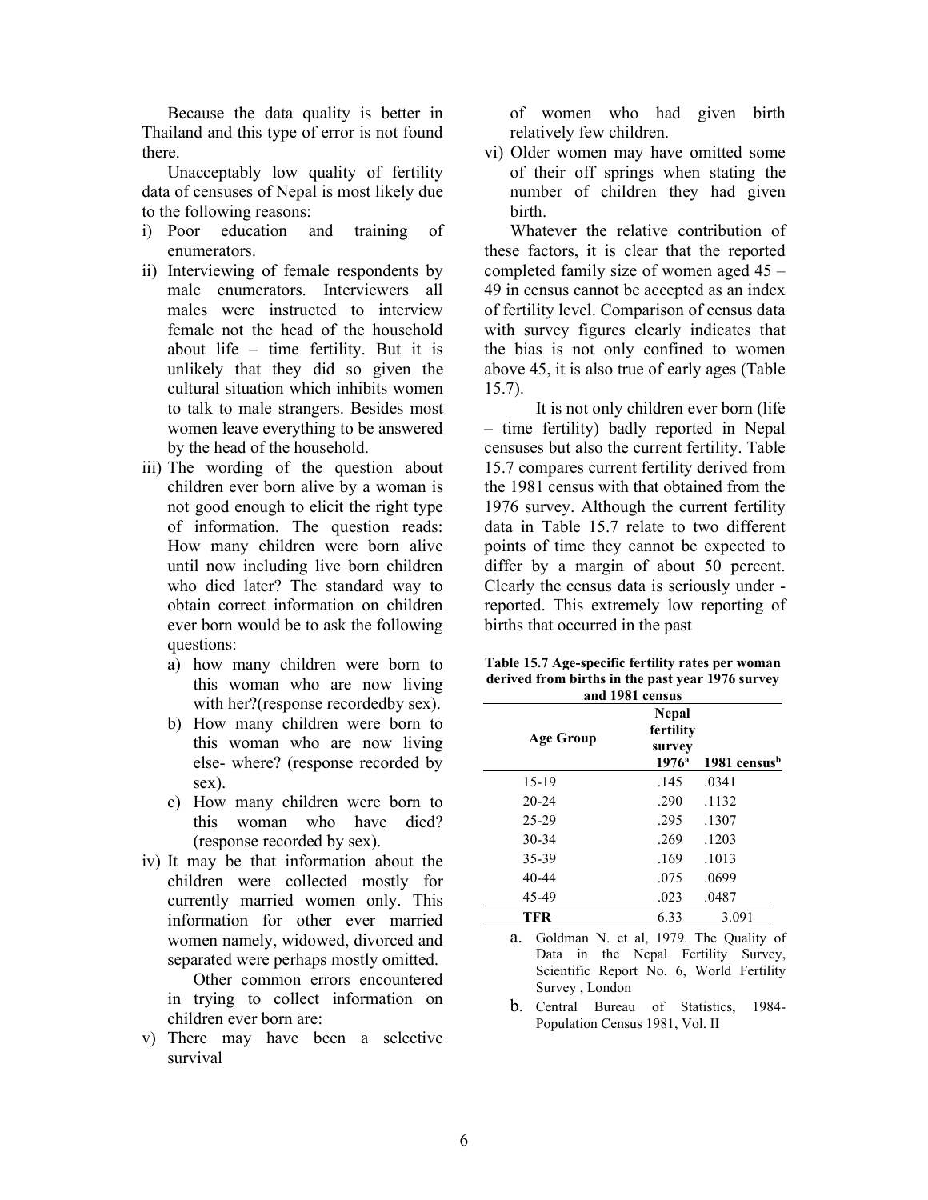Because the data quality is better in Thailand and this type of error is not found there.

Unacceptably low quality of fertility data of censuses of Nepal is most likely due to the following reasons:

i) Poor education and training of enumerators.
ii) Interviewing of female respondents by male enumerators. Interviewers all males were instructed to interview female not the head of the household about life – time fertility. But it is unlikely that they did so given the cultural situation which inhibits women to talk to male strangers. Besides most women leave everything to be answered by the head of the household.
iii) The wording of the question about children ever born alive by a woman is not good enough to elicit the right type of information. The question reads: How many children were born alive until now including live born children who died later? The standard way to obtain correct information on children ever born would be to ask the following questions:
   a) how many children were born to this woman who are now living with her?(response recordedby sex).
   b) How many children were born to this woman who are now living else- where? (response recorded by sex).
   c) How many children were born to this woman who have died? (response recorded by sex).
iv) It may be that information about the children were collected mostly for currently married women only. This information for other ever married women namely, widowed, divorced and separated were perhaps mostly omitted.

Other common errors encountered in trying to collect information on children ever born are:

v) There may have been a selective survival of women who had given birth relatively few children.
vi) Older women may have omitted some of their off springs when stating the number of children they had given birth.

Whatever the relative contribution of these factors, it is clear that the reported completed family size of women aged 45 – 49 in census cannot be accepted as an index of fertility level. Comparison of census data with survey figures clearly indicates that the bias is not only confined to women above 45, it is also true of early ages (Table 15.7).

It is not only children ever born (life – time fertility) badly reported in Nepal censuses but also the current fertility. Table 15.7 compares current fertility derived from the 1981 census with that obtained from the 1976 survey. Although the current fertility data in Table 15.7 relate to two different points of time they cannot be expected to differ by a margin of about 50 percent. Clearly the census data is seriously under - reported. This extremely low reporting of births that occurred in the past

**Table 15.7 Age-specific fertility rates per woman derived from births in the past year 1976 survey and 1981 census**

| Age Group | Nepal fertility survey 1976[a] | 1981 census[b] |
|---|---|---|
| 15-19 | .145 | .0341 |
| 20-24 | .290 | .1132 |
| 25-29 | .295 | .1307 |
| 30-34 | .269 | .1203 |
| 35-39 | .169 | .1013 |
| 40-44 | .075 | .0699 |
| 45-49 | .023 | .0487 |
| **TFR** | 6.33 | 3.091 |

a. Goldman N. et al, 1979. The Quality of Data in the Nepal Fertility Survey, Scientific Report No. 6, World Fertility Survey , London

b. Central Bureau of Statistics, 1984- Population Census 1981, Vol. II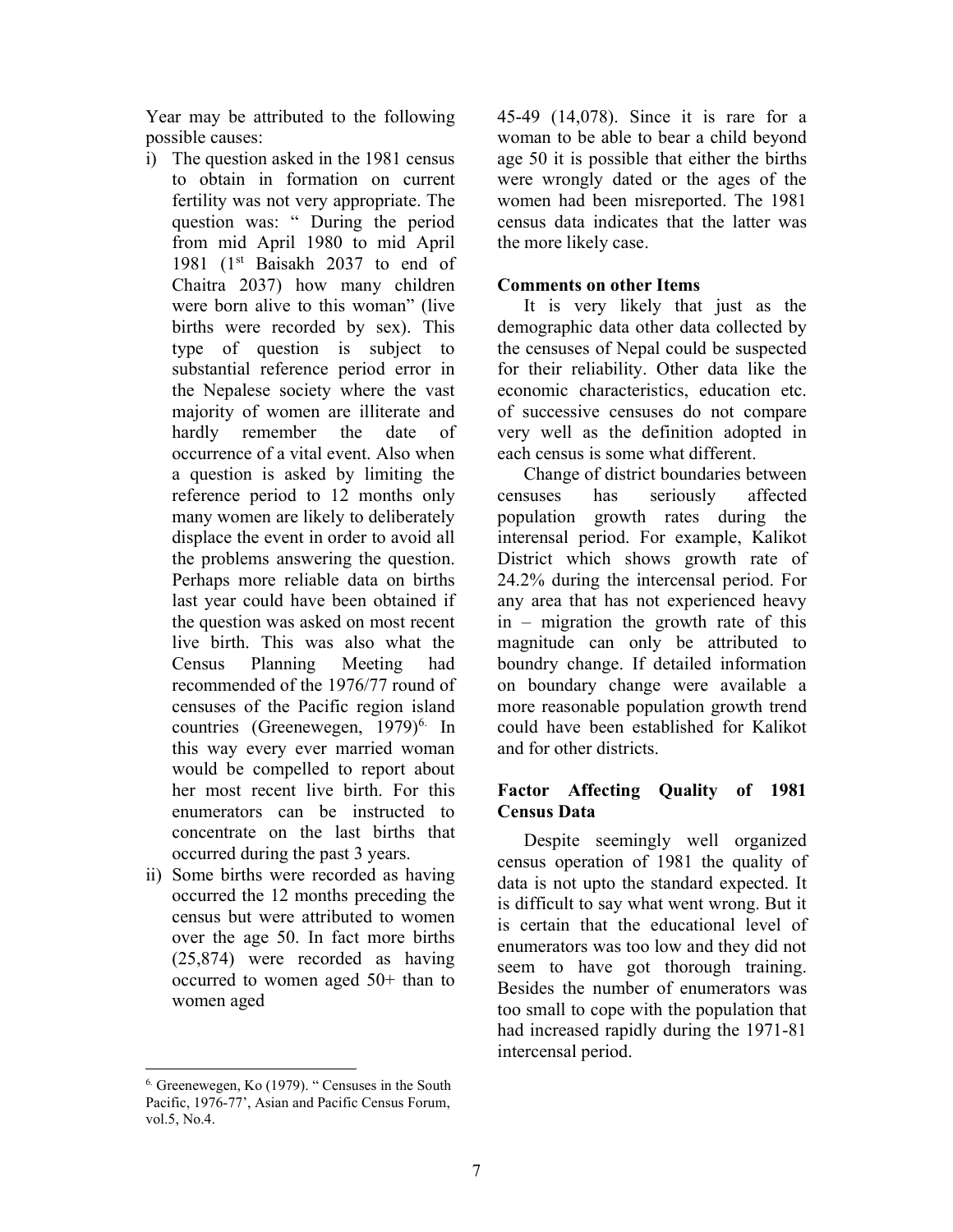Year may be attributed to the following possible causes:

i) The question asked in the 1981 census to obtain in formation on current fertility was not very appropriate. The question was: " During the period from mid April 1980 to mid April 1981 (1st Baisakh 2037 to end of Chaitra 2037) how many children were born alive to this woman" (live births were recorded by sex). This type of question is subject to substantial reference period error in the Nepalese society where the vast majority of women are illiterate and hardly remember the date of occurrence of a vital event. Also when a question is asked by limiting the reference period to 12 months only many women are likely to deliberately displace the event in order to avoid all the problems answering the question. Perhaps more reliable data on births last year could have been obtained if the question was asked on most recent live birth. This was also what the Census Planning Meeting had recommended of the 1976/77 round of censuses of the Pacific region island countries (Greenewegen, 1979)[6]. In this way every ever married woman would be compelled to report about her most recent live birth. For this enumerators can be instructed to concentrate on the last births that occurred during the past 3 years.

ii) Some births were recorded as having occurred the 12 months preceding the census but were attributed to women over the age 50. In fact more births (25,874) were recorded as having occurred to women aged 50+ than to women aged 45-49 (14,078). Since it is rare for a woman to be able to bear a child beyond age 50 it is possible that either the births were wrongly dated or the ages of the women had been misreported. The 1981 census data indicates that the latter was the more likely case.

**Comments on other Items**

It is very likely that just as the demographic data other data collected by the censuses of Nepal could be suspected for their reliability. Other data like the economic characteristics, education etc. of successive censuses do not compare very well as the definition adopted in each census is some what different.

Change of district boundaries between censuses has seriously affected population growth rates during the interensal period. For example, Kalikot District which shows growth rate of 24.2% during the intercensal period. For any area that has not experienced heavy in – migration the growth rate of this magnitude can only be attributed to boundry change. If detailed information on boundary change were available a more reasonable population growth trend could have been established for Kalikot and for other districts.

**Factor Affecting Quality of 1981 Census Data**

Despite seemingly well organized census operation of 1981 the quality of data is not upto the standard expected. It is difficult to say what went wrong. But it is certain that the educational level of enumerators was too low and they did not seem to have got thorough training. Besides the number of enumerators was too small to cope with the population that had increased rapidly during the 1971-81 intercensal period.

---

[6] Greenewegen, Ko (1979). " Censuses in the South Pacific, 1976-77', Asian and Pacific Census Forum, vol.5, No.4.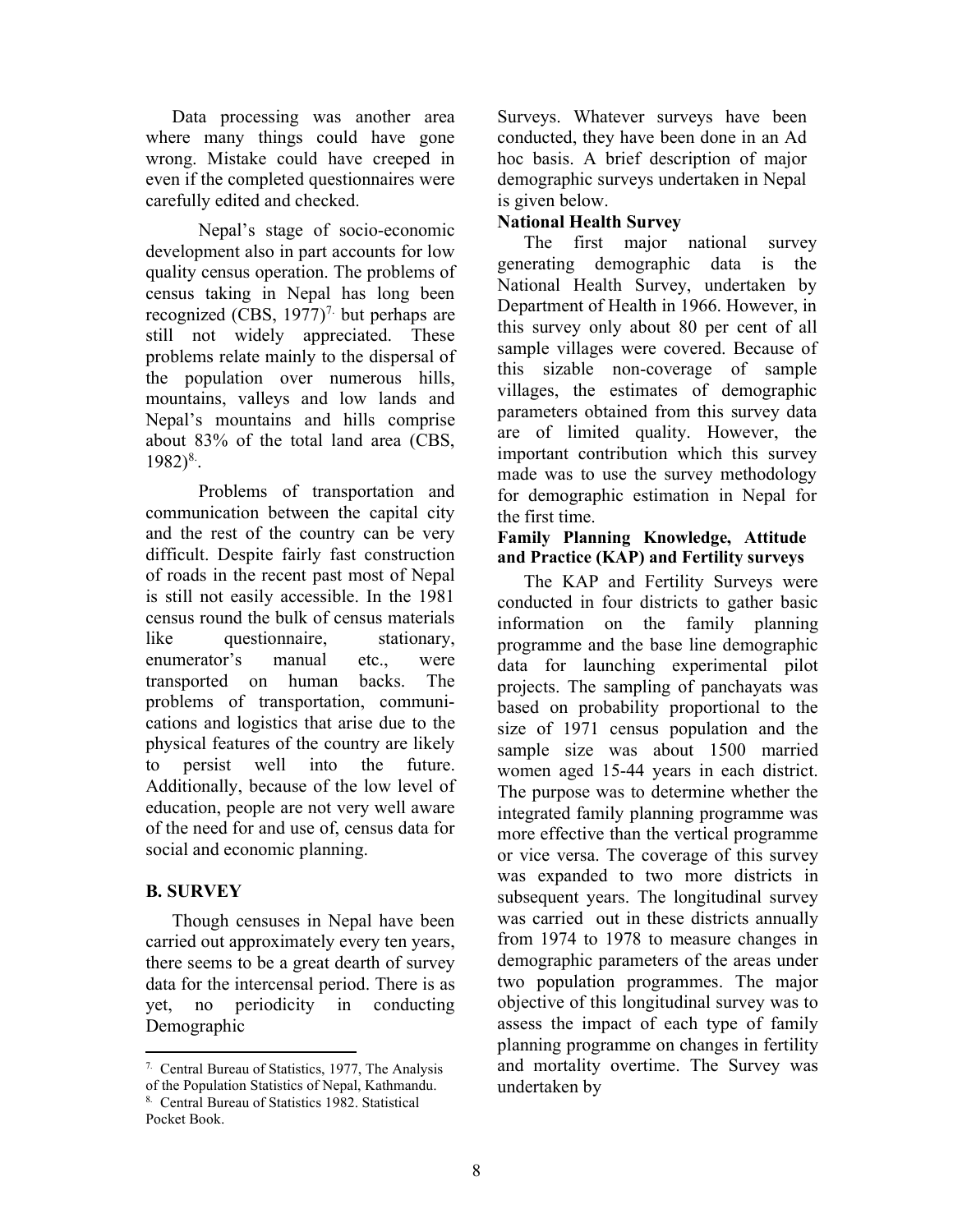Data processing was another area where many things could have gone wrong. Mistake could have creeped in even if the completed questionnaires were carefully edited and checked.

Nepal's stage of socio-economic development also in part accounts for low quality census operation. The problems of census taking in Nepal has long been recognized (CBS, 1977)[7] but perhaps are still not widely appreciated. These problems relate mainly to the dispersal of the population over numerous hills, mountains, valleys and low lands and Nepal's mountains and hills comprise about 83% of the total land area (CBS, 1982)[8].

Problems of transportation and communication between the capital city and the rest of the country can be very difficult. Despite fairly fast construction of roads in the recent past most of Nepal is still not easily accessible. In the 1981 census round the bulk of census materials like questionnaire, stationary, enumerator's manual etc., were transported on human backs. The problems of transportation, communications and logistics that arise due to the physical features of the country are likely to persist well into the future. Additionally, because of the low level of education, people are not very well aware of the need for and use of, census data for social and economic planning.

## B. SURVEY

Though censuses in Nepal have been carried out approximately every ten years, there seems to be a great dearth of survey data for the intercensal period. There is as yet, no periodicity in conducting Demographic Surveys. Whatever surveys have been conducted, they have been done in an Ad hoc basis. A brief description of major demographic surveys undertaken in Nepal is given below.

### National Health Survey

The first major national survey generating demographic data is the National Health Survey, undertaken by Department of Health in 1966. However, in this survey only about 80 per cent of all sample villages were covered. Because of this sizable non-coverage of sample villages, the estimates of demographic parameters obtained from this survey data are of limited quality. However, the important contribution which this survey made was to use the survey methodology for demographic estimation in Nepal for the first time.

### Family Planning Knowledge, Attitude and Practice (KAP) and Fertility surveys

The KAP and Fertility Surveys were conducted in four districts to gather basic information on the family planning programme and the base line demographic data for launching experimental pilot projects. The sampling of panchayats was based on probability proportional to the size of 1971 census population and the sample size was about 1500 married women aged 15-44 years in each district. The purpose was to determine whether the integrated family planning programme was more effective than the vertical programme or vice versa. The coverage of this survey was expanded to two more districts in subsequent years. The longitudinal survey was carried out in these districts annually from 1974 to 1978 to measure changes in demographic parameters of the areas under two population programmes. The major objective of this longitudinal survey was to assess the impact of each type of family planning programme on changes in fertility and mortality overtime. The Survey was undertaken by

---

[7] Central Bureau of Statistics, 1977, The Analysis of the Population Statistics of Nepal, Kathmandu.

[8] Central Bureau of Statistics 1982. Statistical Pocket Book.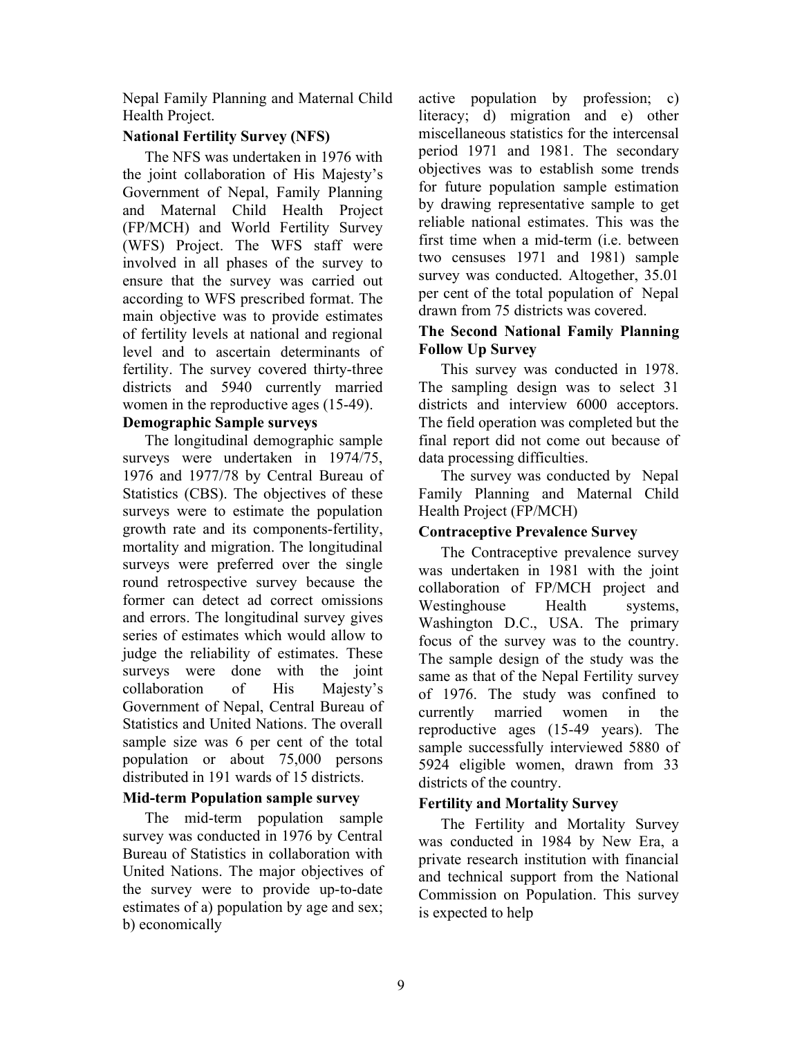Nepal Family Planning and Maternal Child Health Project.

**National Fertility Survey (NFS)**

The NFS was undertaken in 1976 with the joint collaboration of His Majesty's Government of Nepal, Family Planning and Maternal Child Health Project (FP/MCH) and World Fertility Survey (WFS) Project. The WFS staff were involved in all phases of the survey to ensure that the survey was carried out according to WFS prescribed format. The main objective was to provide estimates of fertility levels at national and regional level and to ascertain determinants of fertility. The survey covered thirty-three districts and 5940 currently married women in the reproductive ages (15-49).

**Demographic Sample surveys**

The longitudinal demographic sample surveys were undertaken in 1974/75, 1976 and 1977/78 by Central Bureau of Statistics (CBS). The objectives of these surveys were to estimate the population growth rate and its components-fertility, mortality and migration. The longitudinal surveys were preferred over the single round retrospective survey because the former can detect ad correct omissions and errors. The longitudinal survey gives series of estimates which would allow to judge the reliability of estimates. These surveys were done with the joint collaboration of His Majesty's Government of Nepal, Central Bureau of Statistics and United Nations. The overall sample size was 6 per cent of the total population or about 75,000 persons distributed in 191 wards of 15 districts.

**Mid-term Population sample survey**

The mid-term population sample survey was conducted in 1976 by Central Bureau of Statistics in collaboration with United Nations. The major objectives of the survey were to provide up-to-date estimates of a) population by age and sex; b) economically active population by profession; c) literacy; d) migration and e) other miscellaneous statistics for the intercensal period 1971 and 1981. The secondary objectives was to establish some trends for future population sample estimation by drawing representative sample to get reliable national estimates. This was the first time when a mid-term (i.e. between two censuses 1971 and 1981) sample survey was conducted. Altogether, 35.01 per cent of the total population of Nepal drawn from 75 districts was covered.

**The Second National Family Planning Follow Up Survey**

This survey was conducted in 1978. The sampling design was to select 31 districts and interview 6000 acceptors. The field operation was completed but the final report did not come out because of data processing difficulties.

The survey was conducted by Nepal Family Planning and Maternal Child Health Project (FP/MCH)

**Contraceptive Prevalence Survey**

The Contraceptive prevalence survey was undertaken in 1981 with the joint collaboration of FP/MCH project and Westinghouse Health systems, Washington D.C., USA. The primary focus of the survey was to the country. The sample design of the study was the same as that of the Nepal Fertility survey of 1976. The study was confined to currently married women in the reproductive ages (15-49 years). The sample successfully interviewed 5880 of 5924 eligible women, drawn from 33 districts of the country.

**Fertility and Mortality Survey**

The Fertility and Mortality Survey was conducted in 1984 by New Era, a private research institution with financial and technical support from the National Commission on Population. This survey is expected to help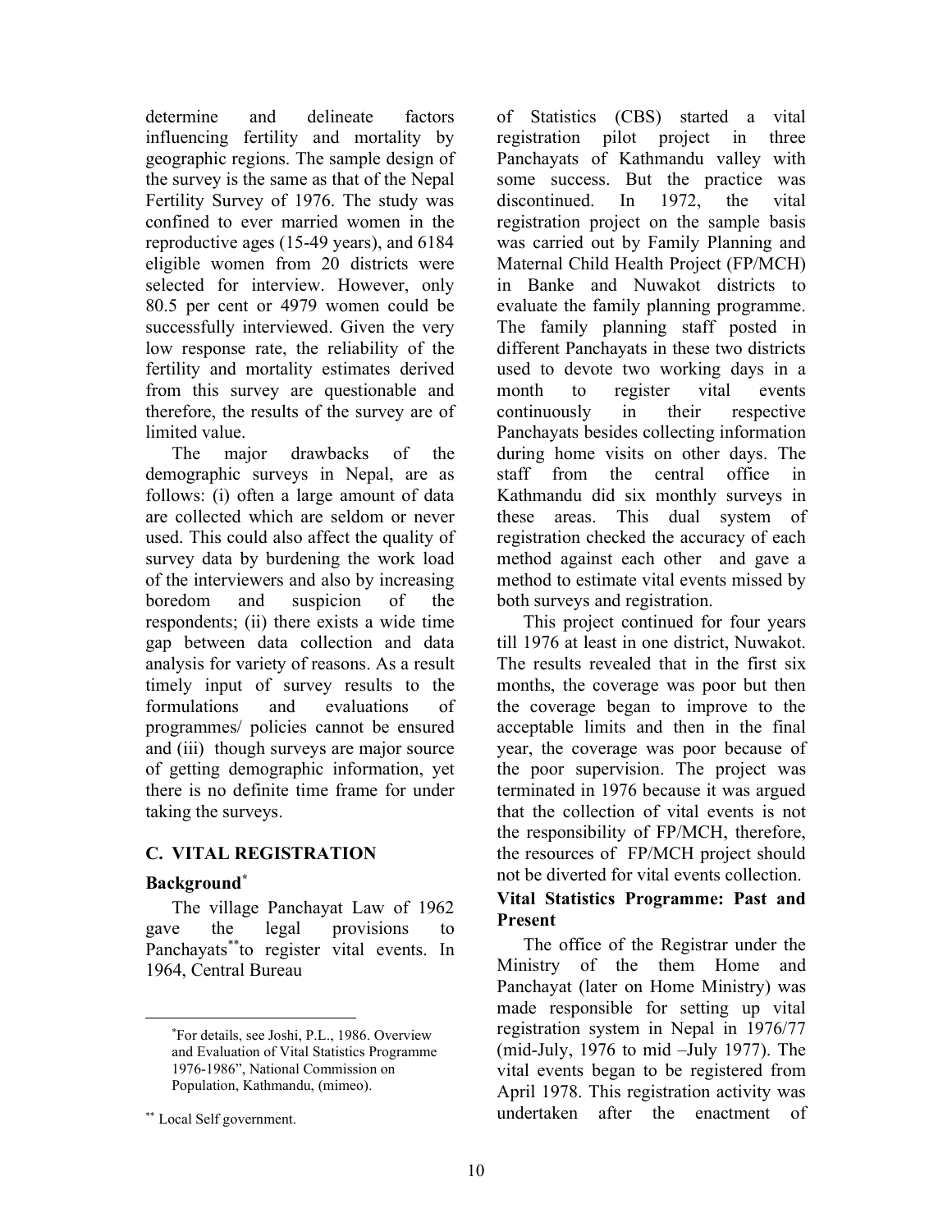determine and delineate factors influencing fertility and mortality by geographic regions. The sample design of the survey is the same as that of the Nepal Fertility Survey of 1976. The study was confined to ever married women in the reproductive ages (15-49 years), and 6184 eligible women from 20 districts were selected for interview. However, only 80.5 per cent or 4979 women could be successfully interviewed. Given the very low response rate, the reliability of the fertility and mortality estimates derived from this survey are questionable and therefore, the results of the survey are of limited value.

The major drawbacks of the demographic surveys in Nepal, are as follows: (i) often a large amount of data are collected which are seldom or never used. This could also affect the quality of survey data by burdening the work load of the interviewers and also by increasing boredom and suspicion of the respondents; (ii) there exists a wide time gap between data collection and data analysis for variety of reasons. As a result timely input of survey results to the formulations and evaluations of programmes/ policies cannot be ensured and (iii) though surveys are major source of getting demographic information, yet there is no definite time frame for under taking the surveys.

## C. VITAL REGISTRATION

### Background*

The village Panchayat Law of 1962 gave the legal provisions to Panchayats** to register vital events. In 1964, Central Bureau of Statistics (CBS) started a vital registration pilot project in three Panchayats of Kathmandu valley with some success. But the practice was discontinued. In 1972, the vital registration project on the sample basis was carried out by Family Planning and Maternal Child Health Project (FP/MCH) in Banke and Nuwakot districts to evaluate the family planning programme. The family planning staff posted in different Panchayats in these two districts used to devote two working days in a month to register vital events continuously in their respective Panchayats besides collecting information during home visits on other days. The staff from the central office in Kathmandu did six monthly surveys in these areas. This dual system of registration checked the accuracy of each method against each other and gave a method to estimate vital events missed by both surveys and registration.

This project continued for four years till 1976 at least in one district, Nuwakot. The results revealed that in the first six months, the coverage was poor but then the coverage began to improve to the acceptable limits and then in the final year, the coverage was poor because of the poor supervision. The project was terminated in 1976 because it was argued that the collection of vital events is not the responsibility of FP/MCH, therefore, the resources of FP/MCH project should not be diverted for vital events collection.

### Vital Statistics Programme: Past and Present

The office of the Registrar under the Ministry of the them Home and Panchayat (later on Home Ministry) was made responsible for setting up vital registration system in Nepal in 1976/77 (mid-July, 1976 to mid –July 1977). The vital events began to be registered from April 1978. This registration activity was undertaken after the enactment of

---

\* For details, see Joshi, P.L., 1986. Overview and Evaluation of Vital Statistics Programme 1976-1986", National Commission on Population, Kathmandu, (mimeo).

\*\* Local Self government.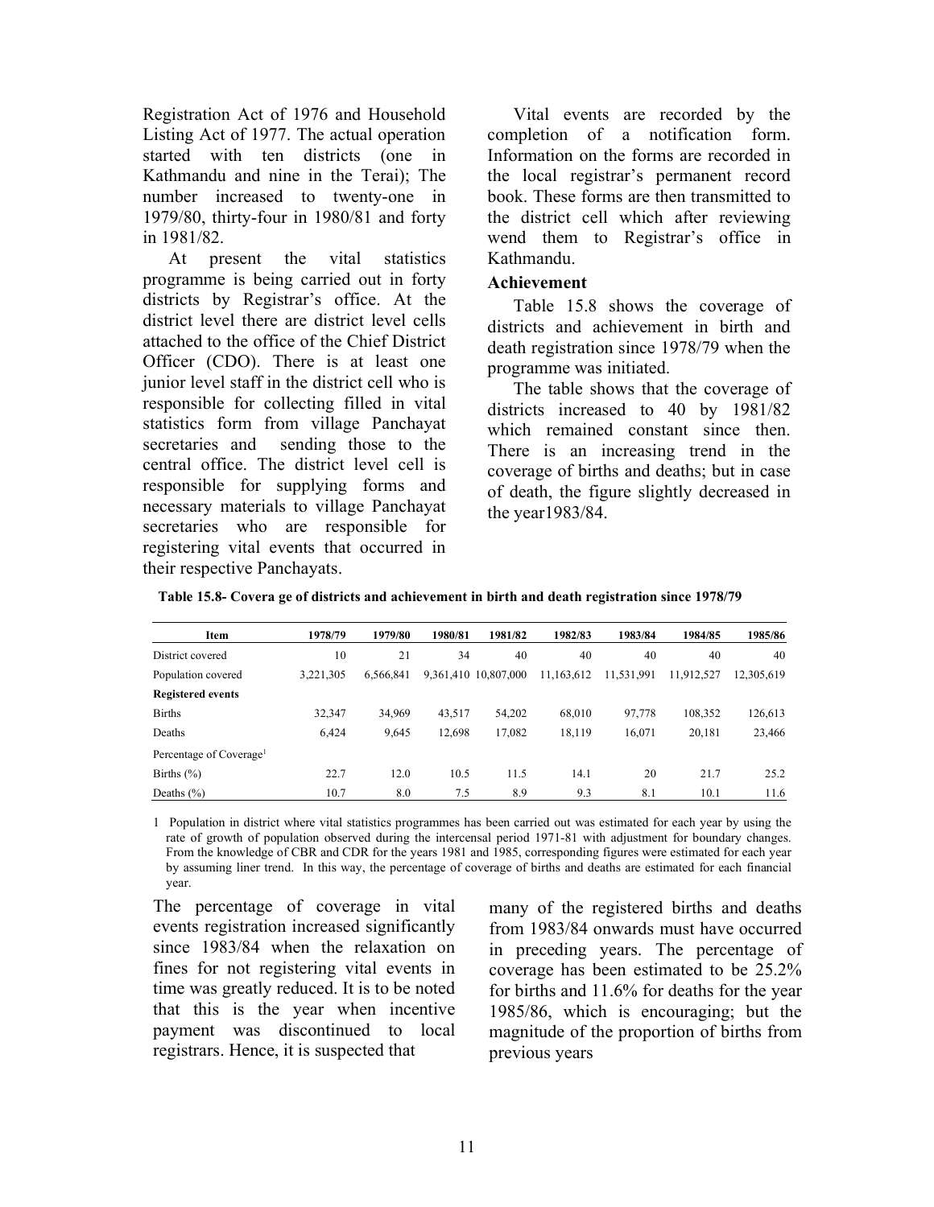Registration Act of 1976 and Household Listing Act of 1977. The actual operation started with ten districts (one in Kathmandu and nine in the Terai); The number increased to twenty-one in 1979/80, thirty-four in 1980/81 and forty in 1981/82.

At present the vital statistics programme is being carried out in forty districts by Registrar's office. At the district level there are district level cells attached to the office of the Chief District Officer (CDO). There is at least one junior level staff in the district cell who is responsible for collecting filled in vital statistics form from village Panchayat secretaries and sending those to the central office. The district level cell is responsible for supplying forms and necessary materials to village Panchayat secretaries who are responsible for registering vital events that occurred in their respective Panchayats.

Vital events are recorded by the completion of a notification form. Information on the forms are recorded in the local registrar's permanent record book. These forms are then transmitted to the district cell which after reviewing wend them to Registrar's office in Kathmandu.

### Achievement

Table 15.8 shows the coverage of districts and achievement in birth and death registration since 1978/79 when the programme was initiated.

The table shows that the coverage of districts increased to 40 by 1981/82 which remained constant since then. There is an increasing trend in the coverage of births and deaths; but in case of death, the figure slightly decreased in the year1983/84.

**Table 15.8- Covera ge of districts and achievement in birth and death registration since 1978/79**

| Item | 1978/79 | 1979/80 | 1980/81 | 1981/82 | 1982/83 | 1983/84 | 1984/85 | 1985/86 |
|---|---|---|---|---|---|---|---|---|
| District covered | 10 | 21 | 34 | 40 | 40 | 40 | 40 | 40 |
| Population covered | 3,221,305 | 6,566,841 | 9,361,410 | 10,807,000 | 11,163,612 | 11,531,991 | 11,912,527 | 12,305,619 |
| **Registered events** | | | | | | | | |
| Births | 32,347 | 34,969 | 43,517 | 54,202 | 68,010 | 97,778 | 108,352 | 126,613 |
| Deaths | 6,424 | 9,645 | 12,698 | 17,082 | 18,119 | 16,071 | 20,181 | 23,466 |
| Percentage of Coverage[1] | | | | | | | | |
| Births (%) | 22.7 | 12.0 | 10.5 | 11.5 | 14.1 | 20 | 21.7 | 25.2 |
| Deaths (%) | 10.7 | 8.0 | 7.5 | 8.9 | 9.3 | 8.1 | 10.1 | 11.6 |

1 Population in district where vital statistics programmes has been carried out was estimated for each year by using the rate of growth of population observed during the intercensal period 1971-81 with adjustment for boundary changes. From the knowledge of CBR and CDR for the years 1981 and 1985, corresponding figures were estimated for each year by assuming liner trend. In this way, the percentage of coverage of births and deaths are estimated for each financial year.

The percentage of coverage in vital events registration increased significantly since 1983/84 when the relaxation on fines for not registering vital events in time was greatly reduced. It is to be noted that this is the year when incentive payment was discontinued to local registrars. Hence, it is suspected that many of the registered births and deaths from 1983/84 onwards must have occurred in preceding years. The percentage of coverage has been estimated to be 25.2% for births and 11.6% for deaths for the year 1985/86, which is encouraging; but the magnitude of the proportion of births from previous years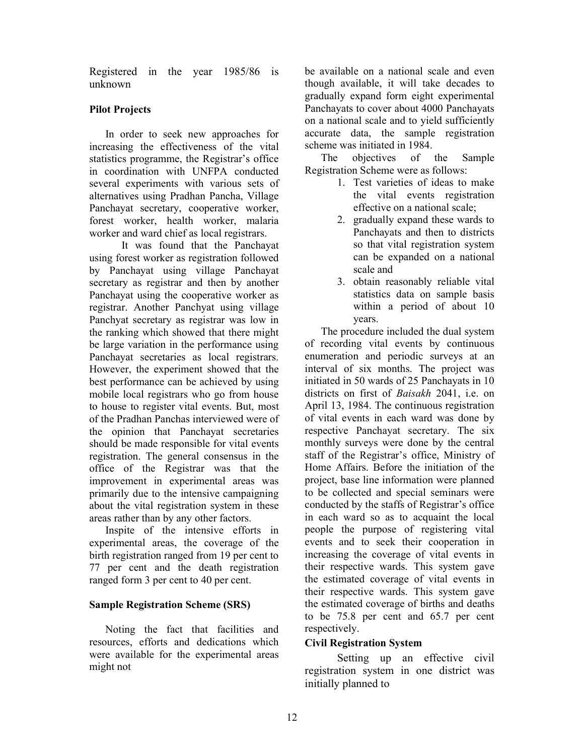Registered in the year 1985/86 is unknown

**Pilot Projects**

In order to seek new approaches for increasing the effectiveness of the vital statistics programme, the Registrar's office in coordination with UNFPA conducted several experiments with various sets of alternatives using Pradhan Pancha, Village Panchayat secretary, cooperative worker, forest worker, health worker, malaria worker and ward chief as local registrars.

It was found that the Panchayat using forest worker as registration followed by Panchayat using village Panchayat secretary as registrar and then by another Panchayat using the cooperative worker as registrar. Another Panchyat using village Panchyat secretary as registrar was low in the ranking which showed that there might be large variation in the performance using Panchayat secretaries as local registrars. However, the experiment showed that the best performance can be achieved by using mobile local registrars who go from house to house to register vital events. But, most of the Pradhan Panchas interviewed were of the opinion that Panchayat secretaries should be made responsible for vital events registration. The general consensus in the office of the Registrar was that the improvement in experimental areas was primarily due to the intensive campaigning about the vital registration system in these areas rather than by any other factors.

Inspite of the intensive efforts in experimental areas, the coverage of the birth registration ranged from 19 per cent to 77 per cent and the death registration ranged form 3 per cent to 40 per cent.

**Sample Registration Scheme (SRS)**

Noting the fact that facilities and resources, efforts and dedications which were available for the experimental areas might not be available on a national scale and even though available, it will take decades to gradually expand form eight experimental Panchayats to cover about 4000 Panchayats on a national scale and to yield sufficiently accurate data, the sample registration scheme was initiated in 1984.

The objectives of the Sample Registration Scheme were as follows:

1. Test varieties of ideas to make the vital events registration effective on a national scale;
2. gradually expand these wards to Panchayats and then to districts so that vital registration system can be expanded on a national scale and
3. obtain reasonably reliable vital statistics data on sample basis within a period of about 10 years.

The procedure included the dual system of recording vital events by continuous enumeration and periodic surveys at an interval of six months. The project was initiated in 50 wards of 25 Panchayats in 10 districts on first of *Baisakh* 2041, i.e. on April 13, 1984. The continuous registration of vital events in each ward was done by respective Panchayat secretary. The six monthly surveys were done by the central staff of the Registrar's office, Ministry of Home Affairs. Before the initiation of the project, base line information were planned to be collected and special seminars were conducted by the staffs of Registrar's office in each ward so as to acquaint the local people the purpose of registering vital events and to seek their cooperation in increasing the coverage of vital events in their respective wards. This system gave the estimated coverage of vital events in their respective wards. This system gave the estimated coverage of births and deaths to be 75.8 per cent and 65.7 per cent respectively.

**Civil Registration System**

Setting up an effective civil registration system in one district was initially planned to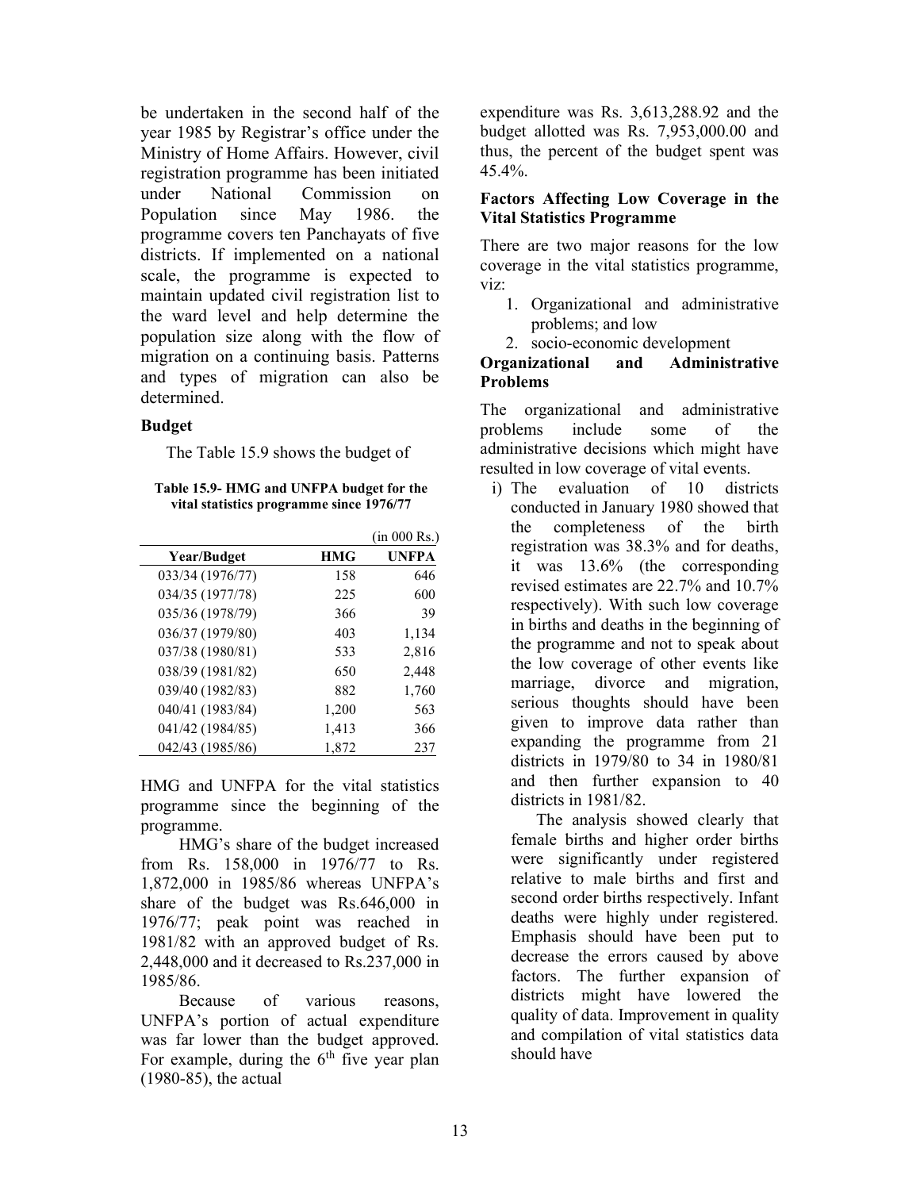be undertaken in the second half of the year 1985 by Registrar's office under the Ministry of Home Affairs. However, civil registration programme has been initiated under National Commission on Population since May 1986. the programme covers ten Panchayats of five districts. If implemented on a national scale, the programme is expected to maintain updated civil registration list to the ward level and help determine the population size along with the flow of migration on a continuing basis. Patterns and types of migration can also be determined.

**Budget**

The Table 15.9 shows the budget of HMG and UNFPA for the vital statistics programme since the beginning of the programme.

**Table 15.9- HMG and UNFPA budget for the vital statistics programme since 1976/77**

(in 000 Rs.)

| Year/Budget | HMG | UNFPA |
|---|---|---|
| 033/34 (1976/77) | 158 | 646 |
| 034/35 (1977/78) | 225 | 600 |
| 035/36 (1978/79) | 366 | 39 |
| 036/37 (1979/80) | 403 | 1,134 |
| 037/38 (1980/81) | 533 | 2,816 |
| 038/39 (1981/82) | 650 | 2,448 |
| 039/40 (1982/83) | 882 | 1,760 |
| 040/41 (1983/84) | 1,200 | 563 |
| 041/42 (1984/85) | 1,413 | 366 |
| 042/43 (1985/86) | 1,872 | 237 |

HMG's share of the budget increased from Rs. 158,000 in 1976/77 to Rs. 1,872,000 in 1985/86 whereas UNFPA's share of the budget was Rs.646,000 in 1976/77; peak point was reached in 1981/82 with an approved budget of Rs. 2,448,000 and it decreased to Rs.237,000 in 1985/86.

Because of various reasons, UNFPA's portion of actual expenditure was far lower than the budget approved. For example, during the 6th five year plan (1980-85), the actual expenditure was Rs. 3,613,288.92 and the budget allotted was Rs. 7,953,000.00 and thus, the percent of the budget spent was 45.4%.

**Factors Affecting Low Coverage in the Vital Statistics Programme**

There are two major reasons for the low coverage in the vital statistics programme, viz:

1. Organizational and administrative problems; and low
2. socio-economic development

**Organizational and Administrative Problems**

The organizational and administrative problems include some of the administrative decisions which might have resulted in low coverage of vital events.

i) The evaluation of 10 districts conducted in January 1980 showed that the completeness of the birth registration was 38.3% and for deaths, it was 13.6% (the corresponding revised estimates are 22.7% and 10.7% respectively). With such low coverage in births and deaths in the beginning of the programme and not to speak about the low coverage of other events like marriage, divorce and migration, serious thoughts should have been given to improve data rather than expanding the programme from 21 districts in 1979/80 to 34 in 1980/81 and then further expansion to 40 districts in 1981/82.

   The analysis showed clearly that female births and higher order births were significantly under registered relative to male births and first and second order births respectively. Infant deaths were highly under registered. Emphasis should have been put to decrease the errors caused by above factors. The further expansion of districts might have lowered the quality of data. Improvement in quality and compilation of vital statistics data should have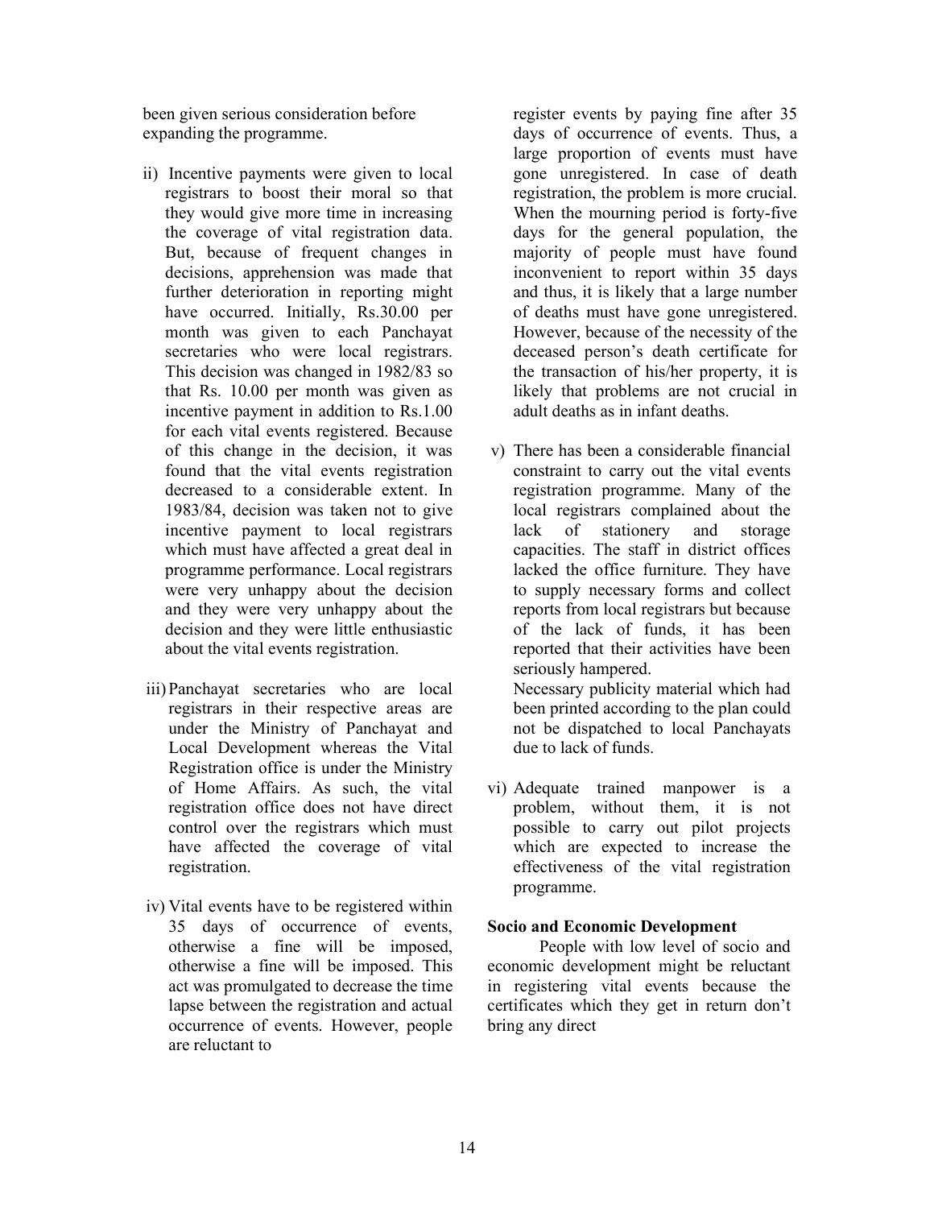been given serious consideration before expanding the programme.

ii) Incentive payments were given to local registrars to boost their moral so that they would give more time in increasing the coverage of vital registration data. But, because of frequent changes in decisions, apprehension was made that further deterioration in reporting might have occurred. Initially, Rs.30.00 per month was given to each Panchayat secretaries who were local registrars. This decision was changed in 1982/83 so that Rs. 10.00 per month was given as incentive payment in addition to Rs.1.00 for each vital events registered. Because of this change in the decision, it was found that the vital events registration decreased to a considerable extent. In 1983/84, decision was taken not to give incentive payment to local registrars which must have affected a great deal in programme performance. Local registrars were very unhappy about the decision and they were very unhappy about the decision and they were little enthusiastic about the vital events registration.

iii) Panchayat secretaries who are local registrars in their respective areas are under the Ministry of Panchayat and Local Development whereas the Vital Registration office is under the Ministry of Home Affairs. As such, the vital registration office does not have direct control over the registrars which must have affected the coverage of vital registration.

iv) Vital events have to be registered within 35 days of occurrence of events, otherwise a fine will be imposed, otherwise a fine will be imposed. This act was promulgated to decrease the time lapse between the registration and actual occurrence of events. However, people are reluctant to register events by paying fine after 35 days of occurrence of events. Thus, a large proportion of events must have gone unregistered. In case of death registration, the problem is more crucial. When the mourning period is forty-five days for the general population, the majority of people must have found inconvenient to report within 35 days and thus, it is likely that a large number of deaths must have gone unregistered. However, because of the necessity of the deceased person's death certificate for the transaction of his/her property, it is likely that problems are not crucial in adult deaths as in infant deaths.

v) There has been a considerable financial constraint to carry out the vital events registration programme. Many of the local registrars complained about the lack of stationery and storage capacities. The staff in district offices lacked the office furniture. They have to supply necessary forms and collect reports from local registrars but because of the lack of funds, it has been reported that their activities have been seriously hampered.
Necessary publicity material which had been printed according to the plan could not be dispatched to local Panchayats due to lack of funds.

vi) Adequate trained manpower is a problem, without them, it is not possible to carry out pilot projects which are expected to increase the effectiveness of the vital registration programme.

**Socio and Economic Development**

People with low level of socio and economic development might be reluctant in registering vital events because the certificates which they get in return don't bring any direct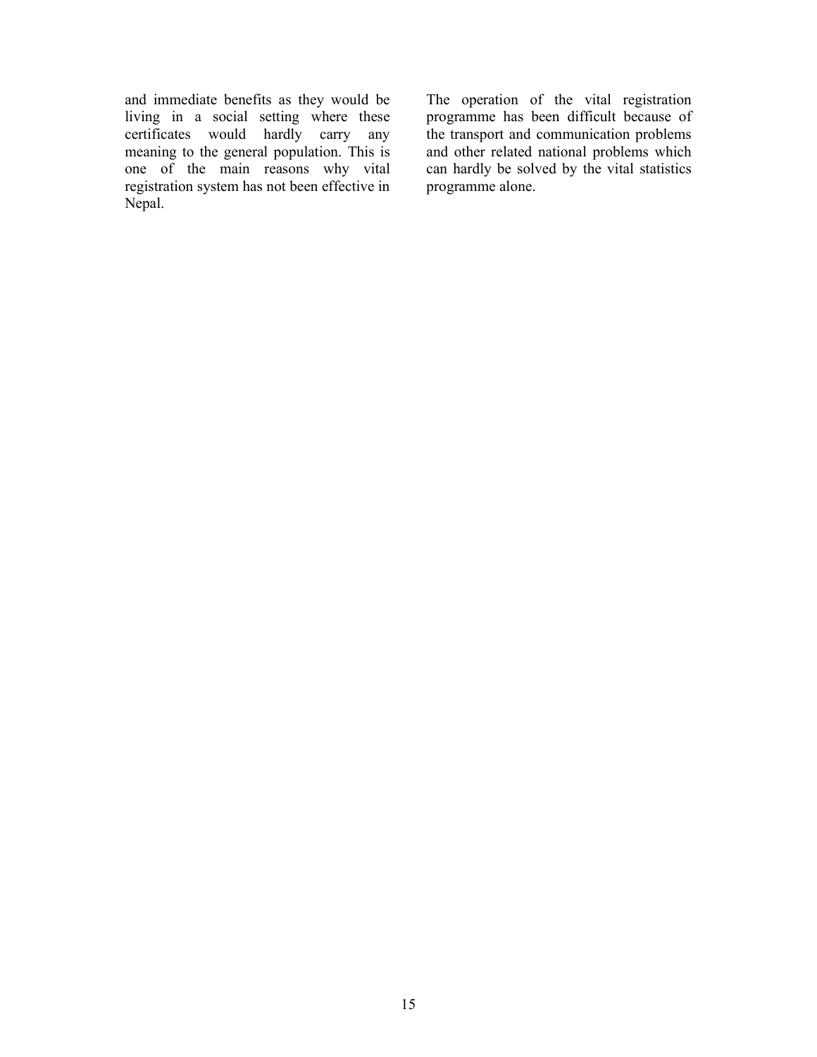and immediate benefits as they would be living in a social setting where these certificates would hardly carry any meaning to the general population. This is one of the main reasons why vital registration system has not been effective in Nepal.

The operation of the vital registration programme has been difficult because of the transport and communication problems and other related national problems which can hardly be solved by the vital statistics programme alone.